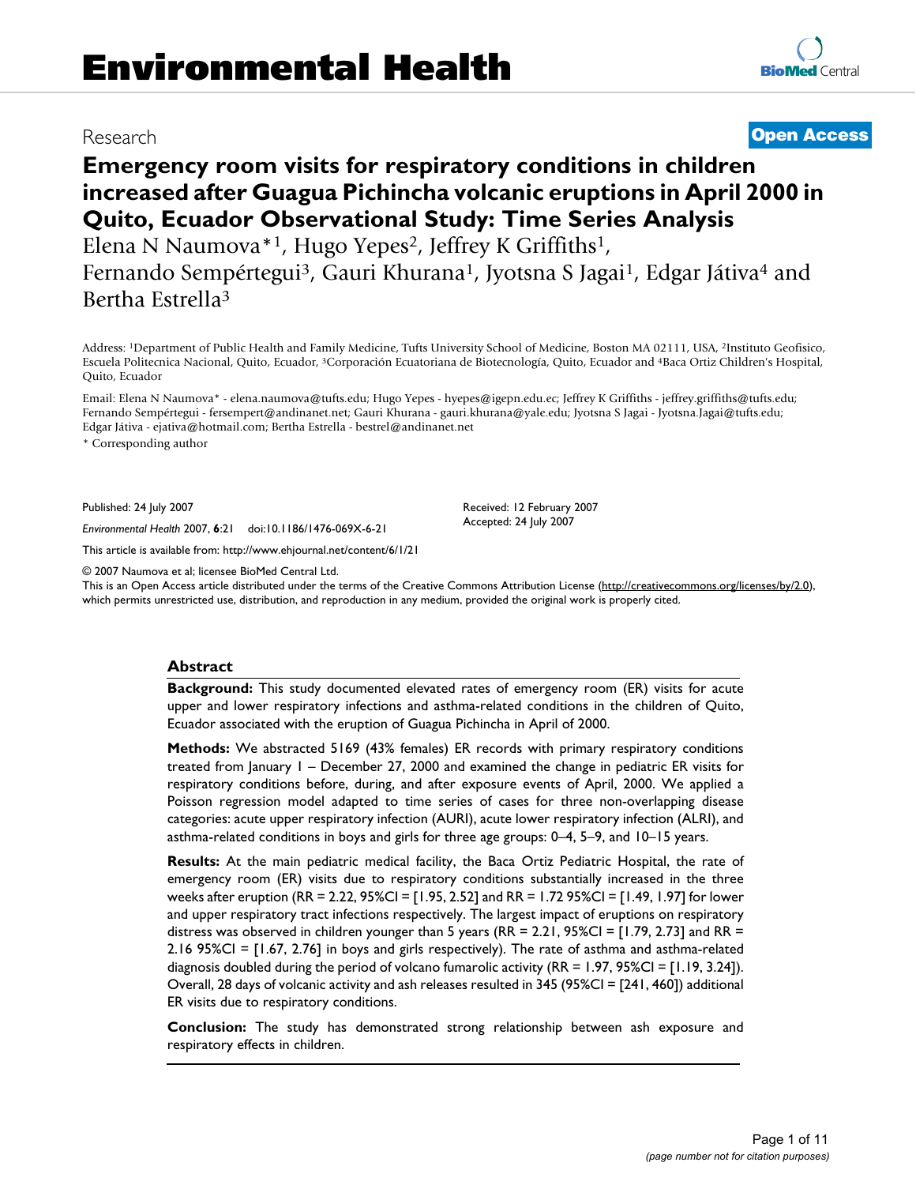Research

**Open Access**

# Emergency room visits for respiratory conditions in children increased after Guagua Pichincha volcanic eruptions in April 2000 in Quito, Ecuador Observational Study: Time Series Analysis

Elena N Naumova*[1], Hugo Yepes[2], Jeffrey K Griffiths[1], Fernando Sempértegui[3], Gauri Khurana[1], Jyotsna S Jagai[1], Edgar Játiva[4] and Bertha Estrella[3]

Address: [1]Department of Public Health and Family Medicine, Tufts University School of Medicine, Boston MA 02111, USA, [2]Instituto Geofisico, Escuela Politecnica Nacional, Quito, Ecuador, [3]Corporación Ecuatoriana de Biotecnología, Quito, Ecuador and [4]Baca Ortiz Children's Hospital, Quito, Ecuador

Email: Elena N Naumova* - elena.naumova@tufts.edu; Hugo Yepes - hyepes@igepn.edu.ec; Jeffrey K Griffiths - jeffrey.griffiths@tufts.edu; Fernando Sempértegui - fersempert@andinanet.net; Gauri Khurana - gauri.khurana@yale.edu; Jyotsna S Jagai - Jyotsna.Jagai@tufts.edu; Edgar Játiva - ejativa@hotmail.com; Bertha Estrella - bestrel@andinanet.net

\* Corresponding author

Published: 24 July 2007

*Environmental Health* 2007, **6**:21 doi:10.1186/1476-069X-6-21

Received: 12 February 2007
Accepted: 24 July 2007

This article is available from: http://www.ehjournal.net/content/6/1/21

© 2007 Naumova et al; licensee BioMed Central Ltd.

This is an Open Access article distributed under the terms of the Creative Commons Attribution License (http://creativecommons.org/licenses/by/2.0), which permits unrestricted use, distribution, and reproduction in any medium, provided the original work is properly cited.

## Abstract

**Background:** This study documented elevated rates of emergency room (ER) visits for acute upper and lower respiratory infections and asthma-related conditions in the children of Quito, Ecuador associated with the eruption of Guagua Pichincha in April of 2000.

**Methods:** We abstracted 5169 (43% females) ER records with primary respiratory conditions treated from January 1 – December 27, 2000 and examined the change in pediatric ER visits for respiratory conditions before, during, and after exposure events of April, 2000. We applied a Poisson regression model adapted to time series of cases for three non-overlapping disease categories: acute upper respiratory infection (AURI), acute lower respiratory infection (ALRI), and asthma-related conditions in boys and girls for three age groups: 0–4, 5–9, and 10–15 years.

**Results:** At the main pediatric medical facility, the Baca Ortiz Pediatric Hospital, the rate of emergency room (ER) visits due to respiratory conditions substantially increased in the three weeks after eruption (RR = 2.22, 95%CI = [1.95, 2.52] and RR = 1.72 95%CI = [1.49, 1.97] for lower and upper respiratory tract infections respectively. The largest impact of eruptions on respiratory distress was observed in children younger than 5 years (RR = 2.21, 95%CI = [1.79, 2.73] and RR = 2.16 95%CI = [1.67, 2.76] in boys and girls respectively). The rate of asthma and asthma-related diagnosis doubled during the period of volcano fumarolic activity (RR = 1.97, 95%CI = [1.19, 3.24]). Overall, 28 days of volcanic activity and ash releases resulted in 345 (95%CI = [241, 460]) additional ER visits due to respiratory conditions.

**Conclusion:** The study has demonstrated strong relationship between ash exposure and respiratory effects in children.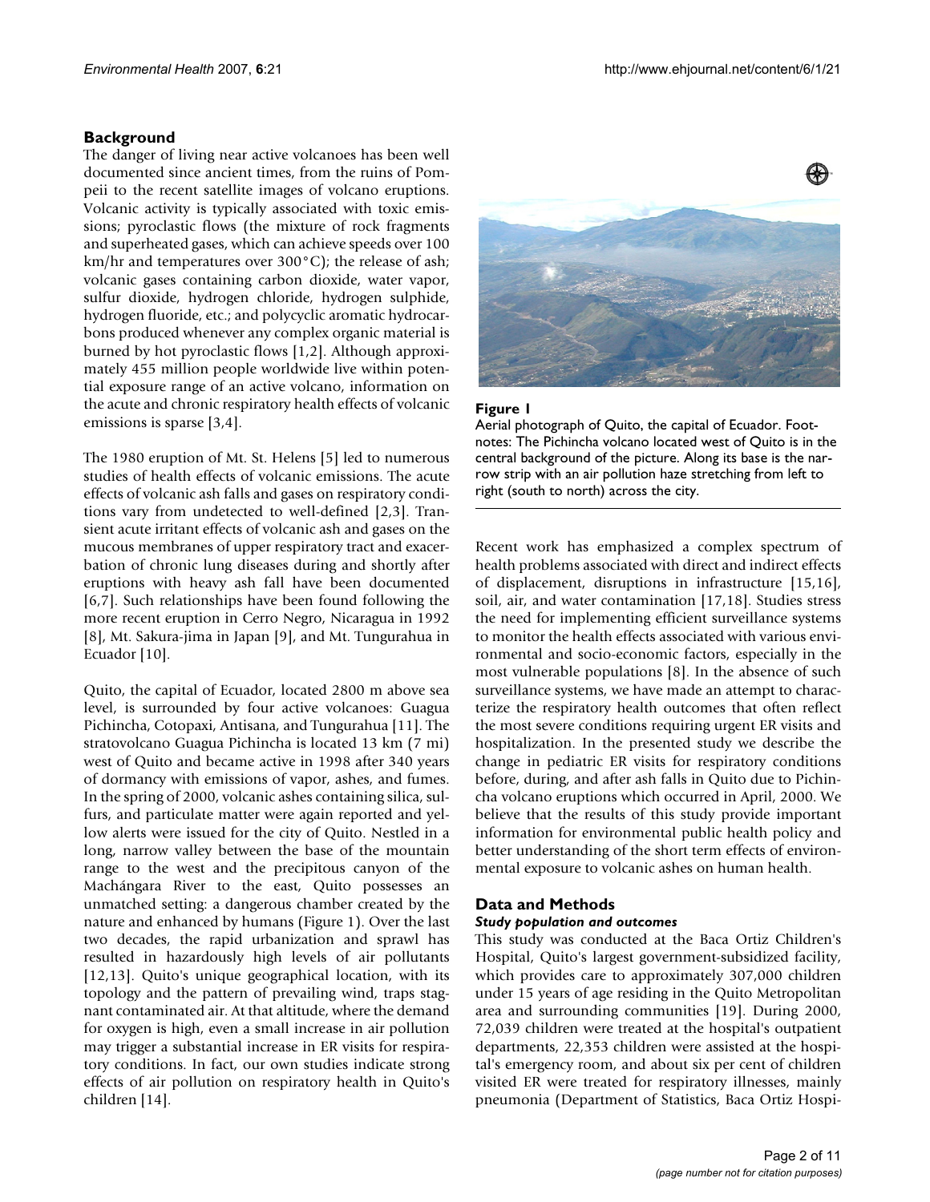## Background

The danger of living near active volcanoes has been well documented since ancient times, from the ruins of Pompeii to the recent satellite images of volcano eruptions. Volcanic activity is typically associated with toxic emissions; pyroclastic flows (the mixture of rock fragments and superheated gases, which can achieve speeds over 100 km/hr and temperatures over 300°C); the release of ash; volcanic gases containing carbon dioxide, water vapor, sulfur dioxide, hydrogen chloride, hydrogen sulphide, hydrogen fluoride, etc.; and polycyclic aromatic hydrocarbons produced whenever any complex organic material is burned by hot pyroclastic flows [1,2]. Although approximately 455 million people worldwide live within potential exposure range of an active volcano, information on the acute and chronic respiratory health effects of volcanic emissions is sparse [3,4].

The 1980 eruption of Mt. St. Helens [5] led to numerous studies of health effects of volcanic emissions. The acute effects of volcanic ash falls and gases on respiratory conditions vary from undetected to well-defined [2,3]. Transient acute irritant effects of volcanic ash and gases on the mucous membranes of upper respiratory tract and exacerbation of chronic lung diseases during and shortly after eruptions with heavy ash fall have been documented [6,7]. Such relationships have been found following the more recent eruption in Cerro Negro, Nicaragua in 1992 [8], Mt. Sakura-jima in Japan [9], and Mt. Tungurahua in Ecuador [10].

Quito, the capital of Ecuador, located 2800 m above sea level, is surrounded by four active volcanoes: Guagua Pichincha, Cotopaxi, Antisana, and Tungurahua [11]. The stratovolcano Guagua Pichincha is located 13 km (7 mi) west of Quito and became active in 1998 after 340 years of dormancy with emissions of vapor, ashes, and fumes. In the spring of 2000, volcanic ashes containing silica, sulfurs, and particulate matter were again reported and yellow alerts were issued for the city of Quito. Nestled in a long, narrow valley between the base of the mountain range to the west and the precipitous canyon of the Machángara River to the east, Quito possesses an unmatched setting: a dangerous chamber created by the nature and enhanced by humans (Figure 1). Over the last two decades, the rapid urbanization and sprawl has resulted in hazardously high levels of air pollutants [12,13]. Quito's unique geographical location, with its topology and the pattern of prevailing wind, traps stagnant contaminated air. At that altitude, where the demand for oxygen is high, even a small increase in air pollution may trigger a substantial increase in ER visits for respiratory conditions. In fact, our own studies indicate strong effects of air pollution on respiratory health in Quito's children [14].

**Figure 1**

Aerial photograph of Quito, the capital of Ecuador. Footnotes: The Pichincha volcano located west of Quito is in the central background of the picture. Along its base is the narrow strip with an air pollution haze stretching from left to right (south to north) across the city.

Recent work has emphasized a complex spectrum of health problems associated with direct and indirect effects of displacement, disruptions in infrastructure [15,16], soil, air, and water contamination [17,18]. Studies stress the need for implementing efficient surveillance systems to monitor the health effects associated with various environmental and socio-economic factors, especially in the most vulnerable populations [8]. In the absence of such surveillance systems, we have made an attempt to characterize the respiratory health outcomes that often reflect the most severe conditions requiring urgent ER visits and hospitalization. In the presented study we describe the change in pediatric ER visits for respiratory conditions before, during, and after ash falls in Quito due to Pichincha volcano eruptions which occurred in April, 2000. We believe that the results of this study provide important information for environmental public health policy and better understanding of the short term effects of environmental exposure to volcanic ashes on human health.

## Data and Methods

### *Study population and outcomes*

This study was conducted at the Baca Ortiz Children's Hospital, Quito's largest government-subsidized facility, which provides care to approximately 307,000 children under 15 years of age residing in the Quito Metropolitan area and surrounding communities [19]. During 2000, 72,039 children were treated at the hospital's outpatient departments, 22,353 children were assisted at the hospital's emergency room, and about six per cent of children visited ER were treated for respiratory illnesses, mainly pneumonia (Department of Statistics, Baca Ortiz Hospi-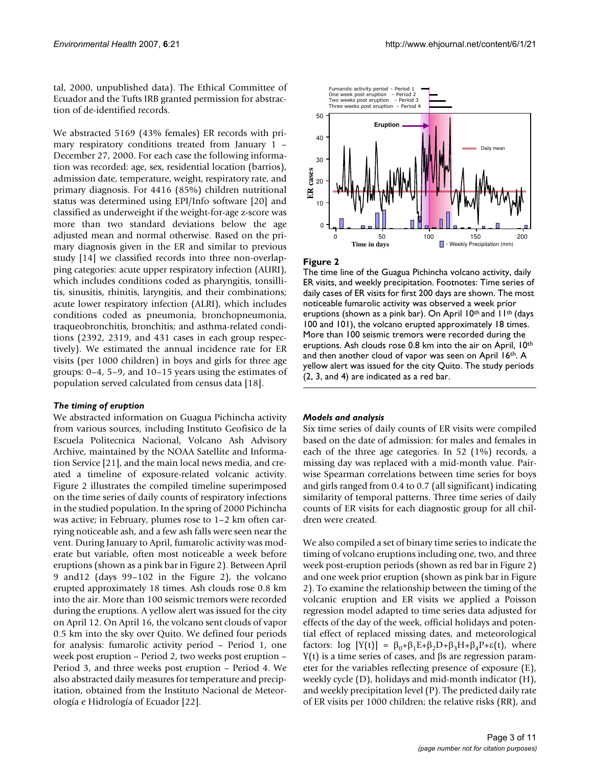tal, 2000, unpublished data). The Ethical Committee of Ecuador and the Tufts IRB granted permission for abstraction of de-identified records.

We abstracted 5169 (43% females) ER records with primary respiratory conditions treated from January 1 – December 27, 2000. For each case the following information was recorded: age, sex, residential location (barrios), admission date, temperature, weight, respiratory rate, and primary diagnosis. For 4416 (85%) children nutritional status was determined using EPI/Info software [20] and classified as underweight if the weight-for-age z-score was more than two standard deviations below the age adjusted mean and normal otherwise. Based on the primary diagnosis given in the ER and similar to previous study [14] we classified records into three non-overlapping categories: acute upper respiratory infection (AURI), which includes conditions coded as pharyngitis, tonsillitis, sinusitis, rhinitis, laryngitis, and their combinations; acute lower respiratory infection (ALRI), which includes conditions coded as pneumonia, bronchopneumonia, traqueobronchitis, bronchitis; and asthma-related conditions (2392, 2319, and 431 cases in each group respectively). We estimated the annual incidence rate for ER visits (per 1000 children) in boys and girls for three age groups: 0–4, 5–9, and 10–15 years using the estimates of population served calculated from census data [18].

### *The timing of eruption*

We abstracted information on Guagua Pichincha activity from various sources, including Instituto Geofisico de la Escuela Politecnica Nacional, Volcano Ash Advisory Archive, maintained by the NOAA Satellite and Information Service [21], and the main local news media, and created a timeline of exposure-related volcanic activity. Figure 2 illustrates the compiled timeline superimposed on the time series of daily counts of respiratory infections in the studied population. In the spring of 2000 Pichincha was active; in February, plumes rose to 1–2 km often carrying noticeable ash, and a few ash falls were seen near the vent. During January to April, fumarolic activity was moderate but variable, often most noticeable a week before eruptions (shown as a pink bar in Figure 2). Between April 9 and12 (days 99–102 in the Figure 2), the volcano erupted approximately 18 times. Ash clouds rose 0.8 km into the air. More than 100 seismic tremors were recorded during the eruptions. A yellow alert was issued for the city on April 12. On April 16, the volcano sent clouds of vapor 0.5 km into the sky over Quito. We defined four periods for analysis: fumarolic activity period – Period 1, one week post eruption – Period 2, two weeks post eruption – Period 3, and three weeks post eruption – Period 4. We also abstracted daily measures for temperature and precipitation, obtained from the Instituto Nacional de Meteorología e Hidrología of Ecuador [22].

**Figure 2**

The time line of the Guagua Pichincha volcano activity, daily ER visits, and weekly precipitation. Footnotes: Time series of daily cases of ER visits for first 200 days are shown. The most noticeable fumarolic activity was observed a week prior eruptions (shown as a pink bar). On April 10th and 11th (days 100 and 101), the volcano erupted approximately 18 times. More than 100 seismic tremors were recorded during the eruptions. Ash clouds rose 0.8 km into the air, on April, 10th and then another cloud of vapor was seen on April 16th. A yellow alert was issued for the city Quito. The study periods (2, 3, and 4) are indicated as a red bar.

### *Models and analysis*

Six time series of daily counts of ER visits were compiled based on the date of admission: for males and females in each of the three age categories. In 52 (1%) records, a missing day was replaced with a mid-month value. Pairwise Spearman correlations between time series for boys and girls ranged from 0.4 to 0.7 (all significant) indicating similarity of temporal patterns. Three time series of daily counts of ER visits for each diagnostic group for all children were created.

We also compiled a set of binary time series to indicate the timing of volcano eruptions including one, two, and three week post-eruption periods (shown as red bar in Figure 2) and one week prior eruption (shown as pink bar in Figure 2). To examine the relationship between the timing of the volcanic eruption and ER visits we applied a Poisson regression model adapted to time series data adjusted for effects of the day of the week, official holidays and potential effect of replaced missing dates, and meteorological factors: $\log [Y(t)] = \beta_0+\beta_1 E+\beta_2 D+\beta_3 H+\beta_4 P+\varepsilon(t)$, where $Y(t)$ is a time series of cases, and βs are regression parameter for the variables reflecting presence of exposure (E), weekly cycle (D), holidays and mid-month indicator (H), and weekly precipitation level (P). The predicted daily rate of ER visits per 1000 children; the relative risks (RR), and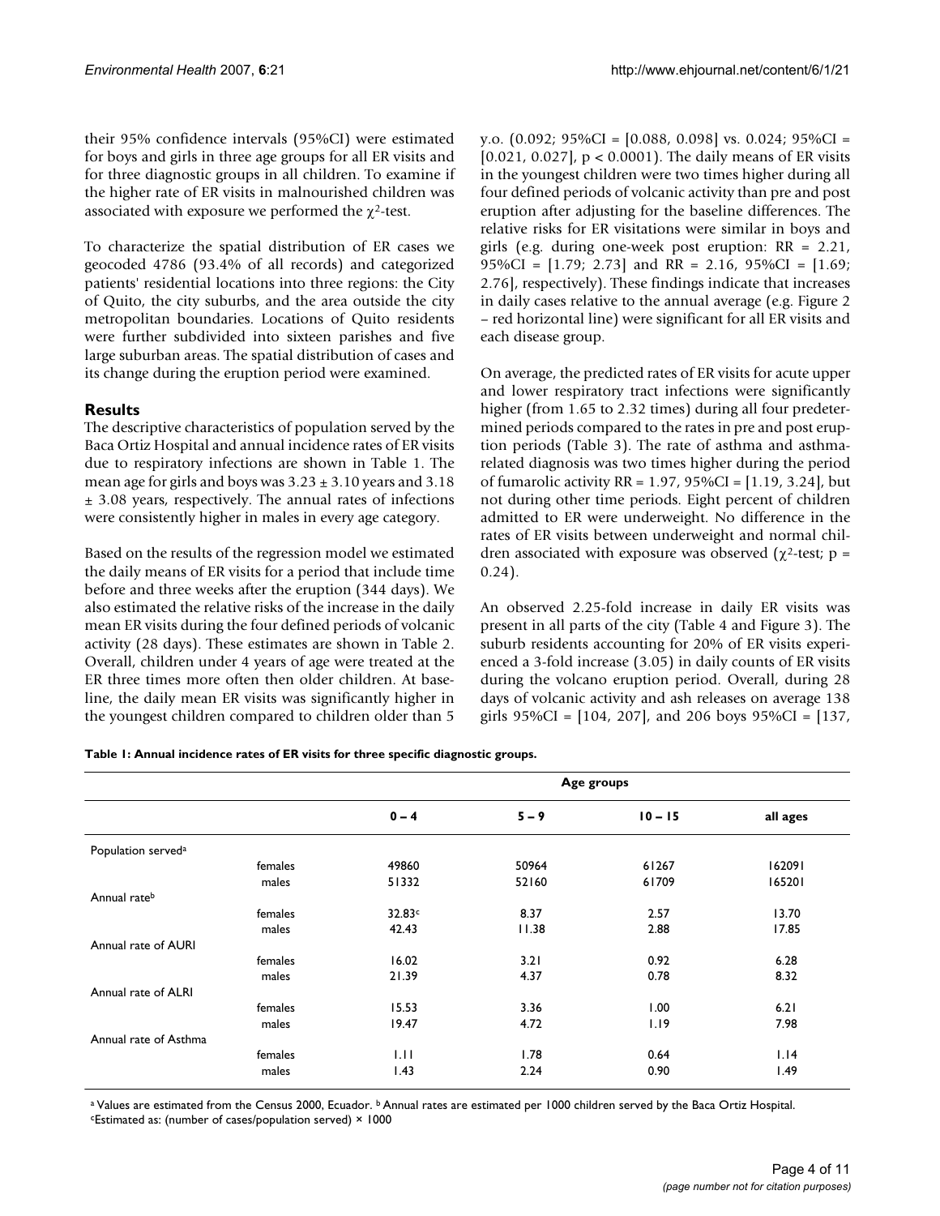their 95% confidence intervals (95%CI) were estimated for boys and girls in three age groups for all ER visits and for three diagnostic groups in all children. To examine if the higher rate of ER visits in malnourished children was associated with exposure we performed the $\chi^2$-test.

To characterize the spatial distribution of ER cases we geocoded 4786 (93.4% of all records) and categorized patients' residential locations into three regions: the City of Quito, the city suburbs, and the area outside the city metropolitan boundaries. Locations of Quito residents were further subdivided into sixteen parishes and five large suburban areas. The spatial distribution of cases and its change during the eruption period were examined.

## Results

The descriptive characteristics of population served by the Baca Ortiz Hospital and annual incidence rates of ER visits due to respiratory infections are shown in Table 1. The mean age for girls and boys was $3.23 \pm 3.10$ years and $3.18 \pm 3.08$ years, respectively. The annual rates of infections were consistently higher in males in every age category.

Based on the results of the regression model we estimated the daily means of ER visits for a period that include time before and three weeks after the eruption (344 days). We also estimated the relative risks of the increase in the daily mean ER visits during the four defined periods of volcanic activity (28 days). These estimates are shown in Table 2. Overall, children under 4 years of age were treated at the ER three times more often then older children. At baseline, the daily mean ER visits was significantly higher in the youngest children compared to children older than 5 y.o. (0.092; 95%CI = [0.088, 0.098] vs. 0.024; 95%CI = [0.021, 0.027], $p < 0.0001$). The daily means of ER visits in the youngest children were two times higher during all four defined periods of volcanic activity than pre and post eruption after adjusting for the baseline differences. The relative risks for ER visitations were similar in boys and girls (e.g. during one-week post eruption: RR = 2.21, 95%CI = [1.79; 2.73] and RR = 2.16, 95%CI = [1.69; 2.76], respectively). These findings indicate that increases in daily cases relative to the annual average (e.g. Figure 2 – red horizontal line) were significant for all ER visits and each disease group.

On average, the predicted rates of ER visits for acute upper and lower respiratory tract infections were significantly higher (from 1.65 to 2.32 times) during all four predetermined periods compared to the rates in pre and post eruption periods (Table 3). The rate of asthma and asthma-related diagnosis was two times higher during the period of fumarolic activity RR = 1.97, 95%CI = [1.19, 3.24], but not during other time periods. Eight percent of children admitted to ER were underweight. No difference in the rates of ER visits between underweight and normal children associated with exposure was observed ($\chi^2$-test; $p = 0.24$).

An observed 2.25-fold increase in daily ER visits was present in all parts of the city (Table 4 and Figure 3). The suburb residents accounting for 20% of ER visits experienced a 3-fold increase (3.05) in daily counts of ER visits during the volcano eruption period. Overall, during 28 days of volcanic activity and ash releases on average 138 girls 95%CI = [104, 207], and 206 boys 95%CI = [137,

**Table 1: Annual incidence rates of ER visits for three specific diagnostic groups.**

| | | Age groups | | | |
|---|---|---|---|---|---|
| | | 0 – 4 | 5 – 9 | 10 – 15 | all ages |
| Population served[a] | | | | | |
| | females | 49860 | 50964 | 61267 | 162091 |
| | males | 51332 | 52160 | 61709 | 165201 |
| Annual rate[b] | | | | | |
| | females | 32.83[c] | 8.37 | 2.57 | 13.70 |
| | males | 42.43 | 11.38 | 2.88 | 17.85 |
| Annual rate of AURI | | | | | |
| | females | 16.02 | 3.21 | 0.92 | 6.28 |
| | males | 21.39 | 4.37 | 0.78 | 8.32 |
| Annual rate of ALRI | | | | | |
| | females | 15.53 | 3.36 | 1.00 | 6.21 |
| | males | 19.47 | 4.72 | 1.19 | 7.98 |
| Annual rate of Asthma | | | | | |
| | females | 1.11 | 1.78 | 0.64 | 1.14 |
| | males | 1.43 | 2.24 | 0.90 | 1.49 |

[a] Values are estimated from the Census 2000, Ecuador. [b] Annual rates are estimated per 1000 children served by the Baca Ortiz Hospital.
[c]Estimated as: (number of cases/population served) × 1000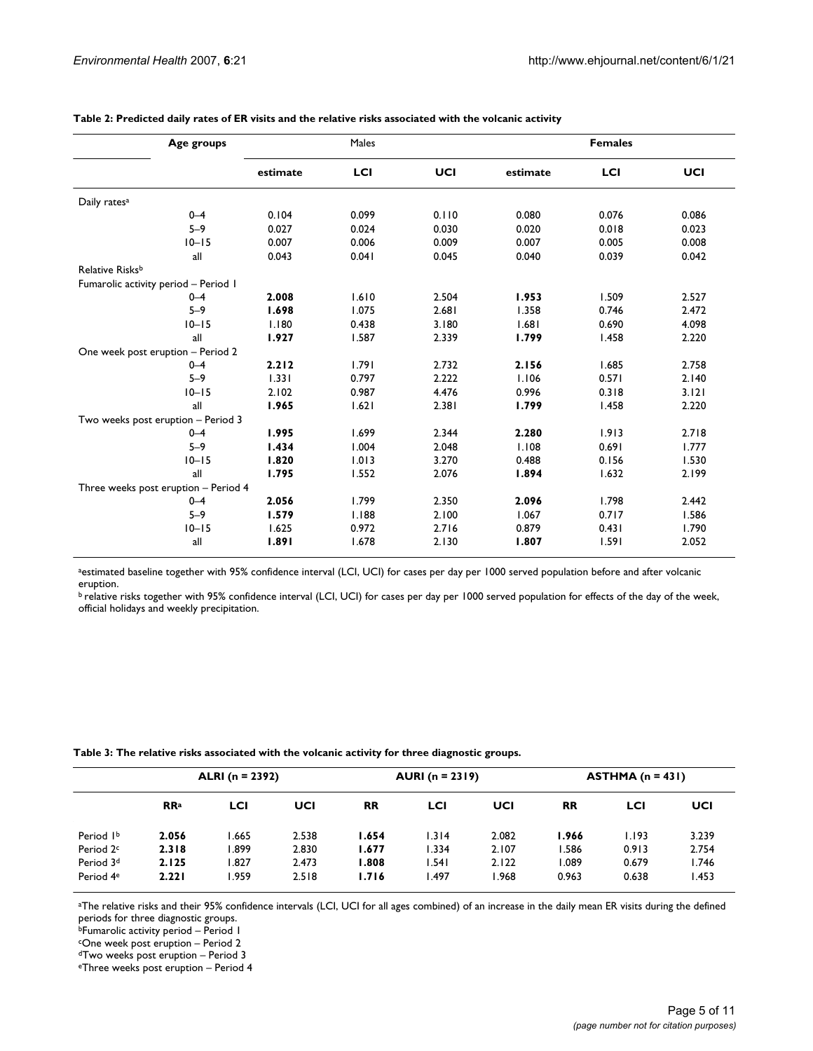**Table 2: Predicted daily rates of ER visits and the relative risks associated with the volcanic activity**

| Age groups | Males | | | Females | | |
|---|---|---|---|---|---|---|
| | estimate | LCI | UCI | estimate | LCI | UCI |
| Daily rates[a] | | | | | | |
| 0–4 | 0.104 | 0.099 | 0.110 | 0.080 | 0.076 | 0.086 |
| 5–9 | 0.027 | 0.024 | 0.030 | 0.020 | 0.018 | 0.023 |
| 10–15 | 0.007 | 0.006 | 0.009 | 0.007 | 0.005 | 0.008 |
| all | 0.043 | 0.041 | 0.045 | 0.040 | 0.039 | 0.042 |
| Relative Risks[b] | | | | | | |
| Fumarolic activity period – Period 1 | | | | | | |
| 0–4 | **2.008** | 1.610 | 2.504 | **1.953** | 1.509 | 2.527 |
| 5–9 | **1.698** | 1.075 | 2.681 | 1.358 | 0.746 | 2.472 |
| 10–15 | 1.180 | 0.438 | 3.180 | 1.681 | 0.690 | 4.098 |
| all | **1.927** | 1.587 | 2.339 | **1.799** | 1.458 | 2.220 |
| One week post eruption – Period 2 | | | | | | |
| 0–4 | **2.212** | 1.791 | 2.732 | **2.156** | 1.685 | 2.758 |
| 5–9 | 1.331 | 0.797 | 2.222 | 1.106 | 0.571 | 2.140 |
| 10–15 | 2.102 | 0.987 | 4.476 | 0.996 | 0.318 | 3.121 |
| all | **1.965** | 1.621 | 2.381 | **1.799** | 1.458 | 2.220 |
| Two weeks post eruption – Period 3 | | | | | | |
| 0–4 | **1.995** | 1.699 | 2.344 | **2.280** | 1.913 | 2.718 |
| 5–9 | **1.434** | 1.004 | 2.048 | 1.108 | 0.691 | 1.777 |
| 10–15 | **1.820** | 1.013 | 3.270 | 0.488 | 0.156 | 1.530 |
| all | **1.795** | 1.552 | 2.076 | **1.894** | 1.632 | 2.199 |
| Three weeks post eruption – Period 4 | | | | | | |
| 0–4 | **2.056** | 1.799 | 2.350 | **2.096** | 1.798 | 2.442 |
| 5–9 | **1.579** | 1.188 | 2.100 | 1.067 | 0.717 | 1.586 |
| 10–15 | 1.625 | 0.972 | 2.716 | 0.879 | 0.431 | 1.790 |
| all | **1.891** | 1.678 | 2.130 | **1.807** | 1.591 | 2.052 |

[a]estimated baseline together with 95% confidence interval (LCI, UCI) for cases per day per 1000 served population before and after volcanic eruption.
[b] relative risks together with 95% confidence interval (LCI, UCI) for cases per day per 1000 served population for effects of the day of the week, official holidays and weekly precipitation.

**Table 3: The relative risks associated with the volcanic activity for three diagnostic groups.**

| | ALRI (n = 2392) | | | AURI (n = 2319) | | | ASTHMA (n = 431) | | |
|---|---|---|---|---|---|---|---|---|---|
| | RR[a] | LCI | UCI | RR | LCI | UCI | RR | LCI | UCI |
| Period 1[b] | **2.056** | 1.665 | 2.538 | **1.654** | 1.314 | 2.082 | **1.966** | 1.193 | 3.239 |
| Period 2[c] | **2.318** | 1.899 | 2.830 | **1.677** | 1.334 | 2.107 | 1.586 | 0.913 | 2.754 |
| Period 3[d] | **2.125** | 1.827 | 2.473 | **1.808** | 1.541 | 2.122 | 1.089 | 0.679 | 1.746 |
| Period 4[e] | **2.221** | 1.959 | 2.518 | **1.716** | 1.497 | 1.968 | 0.963 | 0.638 | 1.453 |

[a]The relative risks and their 95% confidence intervals (LCI, UCI for all ages combined) of an increase in the daily mean ER visits during the defined periods for three diagnostic groups.
[b]Fumarolic activity period – Period 1
[c]One week post eruption – Period 2
[d]Two weeks post eruption – Period 3
[e]Three weeks post eruption – Period 4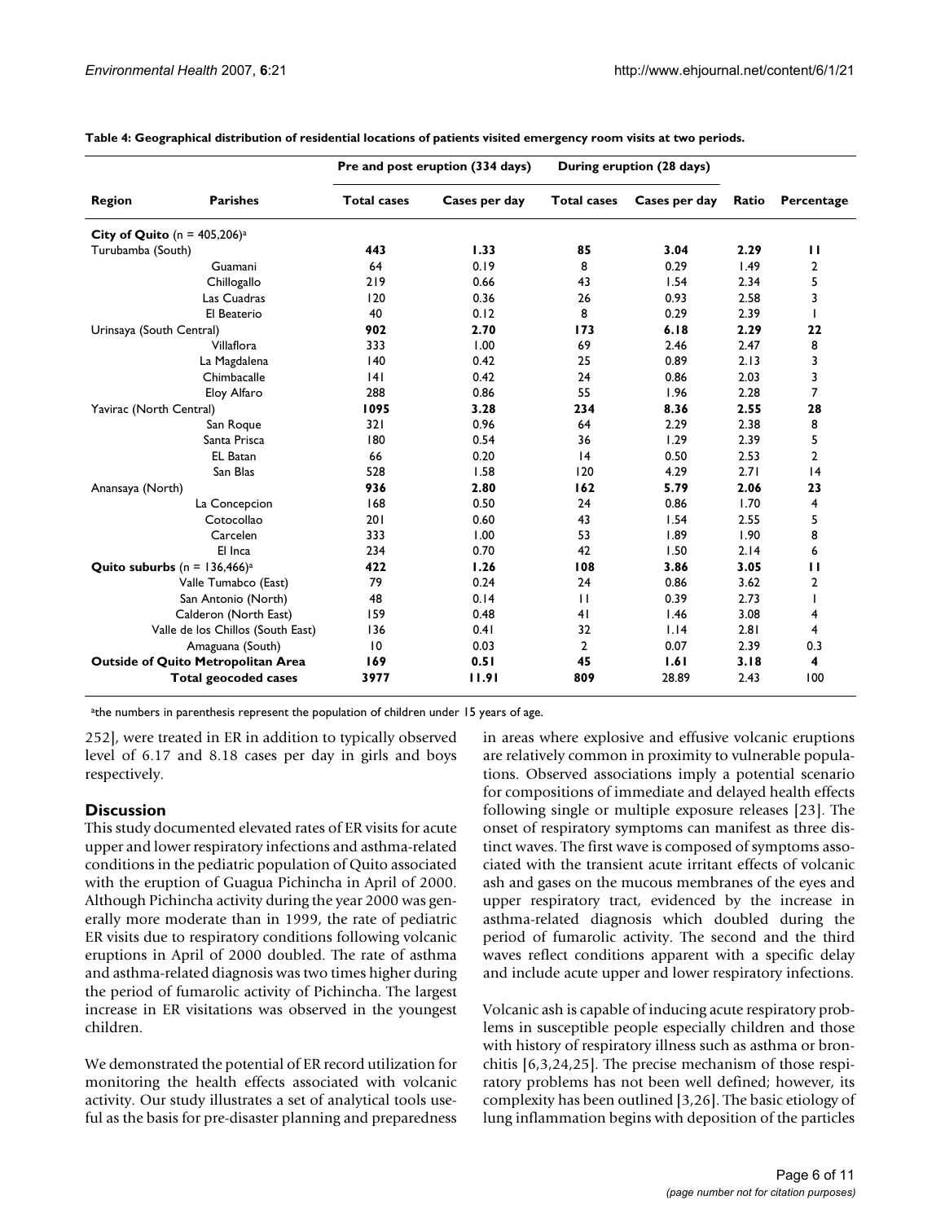**Table 4: Geographical distribution of residential locations of patients visited emergency room visits at two periods.**

| Region | Parishes | Pre and post eruption (334 days) | | During eruption (28 days) | | Ratio | Percentage |
|---|---|---|---|---|---|---|---|
| | | Total cases | Cases per day | Total cases | Cases per day | | |
| **City of Quito** (n = 405,206)[a] | | | | | | | |
| Turubamba (South) | | **443** | **1.33** | **85** | **3.04** | **2.29** | **11** |
| | Guamani | 64 | 0.19 | 8 | 0.29 | 1.49 | 2 |
| | Chillogallo | 219 | 0.66 | 43 | 1.54 | 2.34 | 5 |
| | Las Cuadras | 120 | 0.36 | 26 | 0.93 | 2.58 | 3 |
| | El Beaterio | 40 | 0.12 | 8 | 0.29 | 2.39 | 1 |
| Urinsaya (South Central) | | **902** | **2.70** | **173** | **6.18** | **2.29** | **22** |
| | Villaflora | 333 | 1.00 | 69 | 2.46 | 2.47 | 8 |
| | La Magdalena | 140 | 0.42 | 25 | 0.89 | 2.13 | 3 |
| | Chimbacalle | 141 | 0.42 | 24 | 0.86 | 2.03 | 3 |
| | Eloy Alfaro | 288 | 0.86 | 55 | 1.96 | 2.28 | 7 |
| Yavirac (North Central) | | **1095** | **3.28** | **234** | **8.36** | **2.55** | **28** |
| | San Roque | 321 | 0.96 | 64 | 2.29 | 2.38 | 8 |
| | Santa Prisca | 180 | 0.54 | 36 | 1.29 | 2.39 | 5 |
| | EL Batan | 66 | 0.20 | 14 | 0.50 | 2.53 | 2 |
| | San Blas | 528 | 1.58 | 120 | 4.29 | 2.71 | 14 |
| Anansaya (North) | | **936** | **2.80** | **162** | **5.79** | **2.06** | **23** |
| | La Concepcion | 168 | 0.50 | 24 | 0.86 | 1.70 | 4 |
| | Cotocollao | 201 | 0.60 | 43 | 1.54 | 2.55 | 5 |
| | Carcelen | 333 | 1.00 | 53 | 1.89 | 1.90 | 8 |
| | El Inca | 234 | 0.70 | 42 | 1.50 | 2.14 | 6 |
| **Quito suburbs** (n = 136,466)[a] | | **422** | **1.26** | **108** | **3.86** | **3.05** | **11** |
| | Valle Tumabco (East) | 79 | 0.24 | 24 | 0.86 | 3.62 | 2 |
| | San Antonio (North) | 48 | 0.14 | 11 | 0.39 | 2.73 | 1 |
| | Calderon (North East) | 159 | 0.48 | 41 | 1.46 | 3.08 | 4 |
| | Valle de los Chillos (South East) | 136 | 0.41 | 32 | 1.14 | 2.81 | 4 |
| | Amaguana (South) | 10 | 0.03 | 2 | 0.07 | 2.39 | 0.3 |
| **Outside of Quito Metropolitan Area** | | **169** | **0.51** | **45** | **1.61** | **3.18** | **4** |
| **Total geocoded cases** | | **3977** | **11.91** | **809** | 28.89 | 2.43 | 100 |

[a]the numbers in parenthesis represent the population of children under 15 years of age.

252], were treated in ER in addition to typically observed level of 6.17 and 8.18 cases per day in girls and boys respectively.

## Discussion

This study documented elevated rates of ER visits for acute upper and lower respiratory infections and asthma-related conditions in the pediatric population of Quito associated with the eruption of Guagua Pichincha in April of 2000. Although Pichincha activity during the year 2000 was generally more moderate than in 1999, the rate of pediatric ER visits due to respiratory conditions following volcanic eruptions in April of 2000 doubled. The rate of asthma and asthma-related diagnosis was two times higher during the period of fumarolic activity of Pichincha. The largest increase in ER visitations was observed in the youngest children.

We demonstrated the potential of ER record utilization for monitoring the health effects associated with volcanic activity. Our study illustrates a set of analytical tools useful as the basis for pre-disaster planning and preparedness in areas where explosive and effusive volcanic eruptions are relatively common in proximity to vulnerable populations. Observed associations imply a potential scenario for compositions of immediate and delayed health effects following single or multiple exposure releases [23]. The onset of respiratory symptoms can manifest as three distinct waves. The first wave is composed of symptoms associated with the transient acute irritant effects of volcanic ash and gases on the mucous membranes of the eyes and upper respiratory tract, evidenced by the increase in asthma-related diagnosis which doubled during the period of fumarolic activity. The second and the third waves reflect conditions apparent with a specific delay and include acute upper and lower respiratory infections.

Volcanic ash is capable of inducing acute respiratory problems in susceptible people especially children and those with history of respiratory illness such as asthma or bronchitis [6,3,24,25]. The precise mechanism of those respiratory problems has not been well defined; however, its complexity has been outlined [3,26]. The basic etiology of lung inflammation begins with deposition of the particles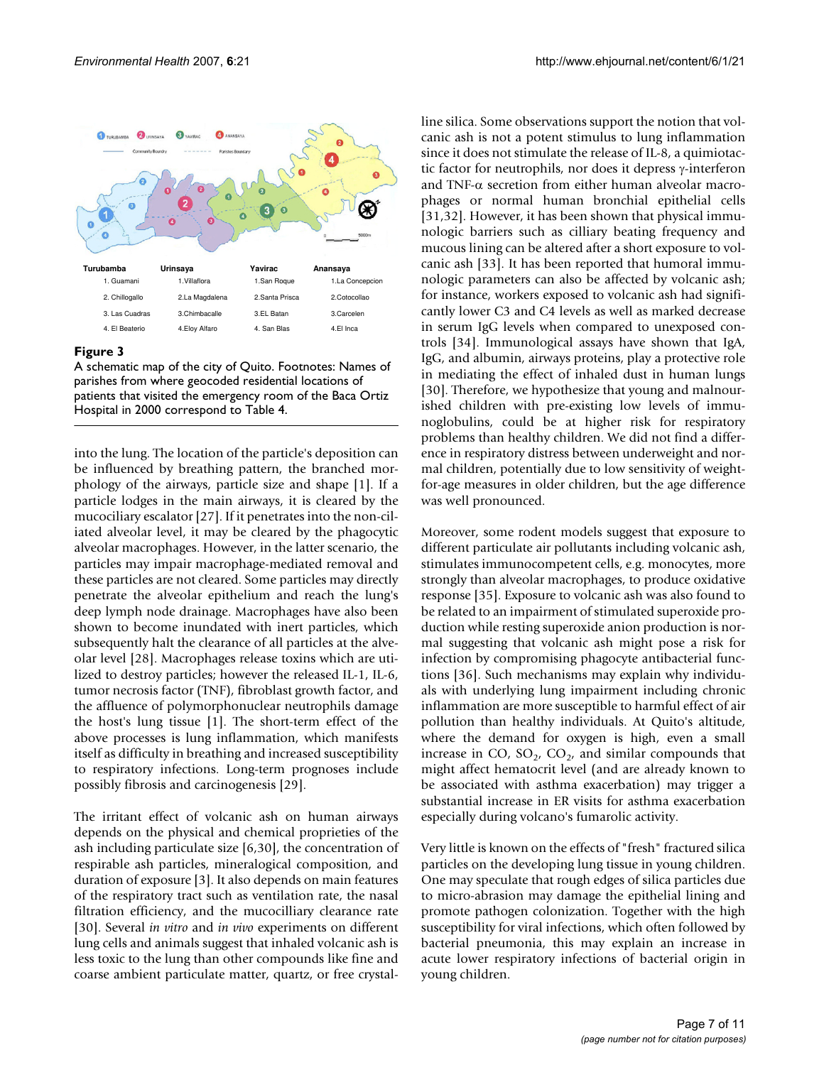| Turubamba | Urinsaya | Yavirac | Anansaya |
|---|---|---|---|
| 1. Guamani | 1.Villaflora | 1.San Roque | 1.La Concepcion |
| 2. Chillogallo | 2.La Magdalena | 2.Santa Prisca | 2.Cotocollao |
| 3. Las Cuadras | 3.Chimbacalle | 3.EL Batan | 3.Carcelen |
| 4. El Beaterio | 4.Eloy Alfaro | 4. San Blas | 4.El Inca |

**Figure 3**
A schematic map of the city of Quito. Footnotes: Names of parishes from where geocoded residential locations of patients that visited the emergency room of the Baca Ortiz Hospital in 2000 correspond to Table 4.

into the lung. The location of the particle's deposition can be influenced by breathing pattern, the branched morphology of the airways, particle size and shape [1]. If a particle lodges in the main airways, it is cleared by the mucociliary escalator [27]. If it penetrates into the non-ciliated alveolar level, it may be cleared by the phagocytic alveolar macrophages. However, in the latter scenario, the particles may impair macrophage-mediated removal and these particles are not cleared. Some particles may directly penetrate the alveolar epithelium and reach the lung's deep lymph node drainage. Macrophages have also been shown to become inundated with inert particles, which subsequently halt the clearance of all particles at the alveolar level [28]. Macrophages release toxins which are utilized to destroy particles; however the released IL-1, IL-6, tumor necrosis factor (TNF), fibroblast growth factor, and the affluence of polymorphonuclear neutrophils damage the host's lung tissue [1]. The short-term effect of the above processes is lung inflammation, which manifests itself as difficulty in breathing and increased susceptibility to respiratory infections. Long-term prognoses include possibly fibrosis and carcinogenesis [29].

The irritant effect of volcanic ash on human airways depends on the physical and chemical proprieties of the ash including particulate size [6,30], the concentration of respirable ash particles, mineralogical composition, and duration of exposure [3]. It also depends on main features of the respiratory tract such as ventilation rate, the nasal filtration efficiency, and the mucocilliary clearance rate [30]. Several *in vitro* and *in vivo* experiments on different lung cells and animals suggest that inhaled volcanic ash is less toxic to the lung than other compounds like fine and coarse ambient particulate matter, quartz, or free crystalline silica. Some observations support the notion that volcanic ash is not a potent stimulus to lung inflammation since it does not stimulate the release of IL-8, a quimiotactic factor for neutrophils, nor does it depress $\gamma$-interferon and TNF-$\alpha$ secretion from either human alveolar macrophages or normal human bronchial epithelial cells [31,32]. However, it has been shown that physical immunologic barriers such as cilliary beating frequency and mucous lining can be altered after a short exposure to volcanic ash [33]. It has been reported that humoral immunologic parameters can also be affected by volcanic ash; for instance, workers exposed to volcanic ash had significantly lower C3 and C4 levels as well as marked decrease in serum IgG levels when compared to unexposed controls [34]. Immunological assays have shown that IgA, IgG, and albumin, airways proteins, play a protective role in mediating the effect of inhaled dust in human lungs [30]. Therefore, we hypothesize that young and malnourished children with pre-existing low levels of immunoglobulins, could be at higher risk for respiratory problems than healthy children. We did not find a difference in respiratory distress between underweight and normal children, potentially due to low sensitivity of weight-for-age measures in older children, but the age difference was well pronounced.

Moreover, some rodent models suggest that exposure to different particulate air pollutants including volcanic ash, stimulates immunocompetent cells, e.g. monocytes, more strongly than alveolar macrophages, to produce oxidative response [35]. Exposure to volcanic ash was also found to be related to an impairment of stimulated superoxide production while resting superoxide anion production is normal suggesting that volcanic ash might pose a risk for infection by compromising phagocyte antibacterial functions [36]. Such mechanisms may explain why individuals with underlying lung impairment including chronic inflammation are more susceptible to harmful effect of air pollution than healthy individuals. At Quito's altitude, where the demand for oxygen is high, even a small increase in CO, $SO_2$, $CO_2$, and similar compounds that might affect hematocrit level (and are already known to be associated with asthma exacerbation) may trigger a substantial increase in ER visits for asthma exacerbation especially during volcano's fumarolic activity.

Very little is known on the effects of "fresh" fractured silica particles on the developing lung tissue in young children. One may speculate that rough edges of silica particles due to micro-abrasion may damage the epithelial lining and promote pathogen colonization. Together with the high susceptibility for viral infections, which often followed by bacterial pneumonia, this may explain an increase in acute lower respiratory infections of bacterial origin in young children.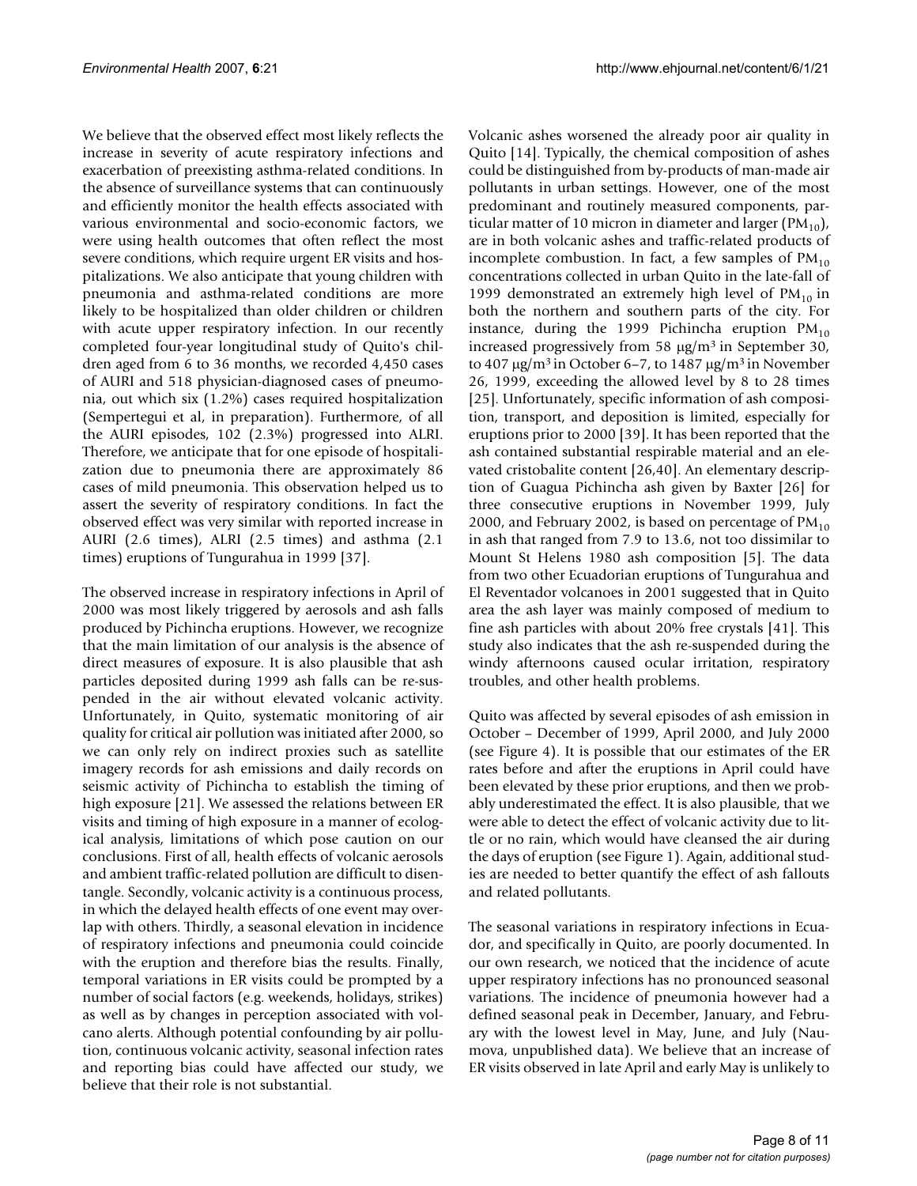We believe that the observed effect most likely reflects the increase in severity of acute respiratory infections and exacerbation of preexisting asthma-related conditions. In the absence of surveillance systems that can continuously and efficiently monitor the health effects associated with various environmental and socio-economic factors, we were using health outcomes that often reflect the most severe conditions, which require urgent ER visits and hospitalizations. We also anticipate that young children with pneumonia and asthma-related conditions are more likely to be hospitalized than older children or children with acute upper respiratory infection. In our recently completed four-year longitudinal study of Quito's children aged from 6 to 36 months, we recorded 4,450 cases of AURI and 518 physician-diagnosed cases of pneumonia, out which six (1.2%) cases required hospitalization (Sempertegui et al, in preparation). Furthermore, of all the AURI episodes, 102 (2.3%) progressed into ALRI. Therefore, we anticipate that for one episode of hospitalization due to pneumonia there are approximately 86 cases of mild pneumonia. This observation helped us to assert the severity of respiratory conditions. In fact the observed effect was very similar with reported increase in AURI (2.6 times), ALRI (2.5 times) and asthma (2.1 times) eruptions of Tungurahua in 1999 [37].

The observed increase in respiratory infections in April of 2000 was most likely triggered by aerosols and ash falls produced by Pichincha eruptions. However, we recognize that the main limitation of our analysis is the absence of direct measures of exposure. It is also plausible that ash particles deposited during 1999 ash falls can be re-suspended in the air without elevated volcanic activity. Unfortunately, in Quito, systematic monitoring of air quality for critical air pollution was initiated after 2000, so we can only rely on indirect proxies such as satellite imagery records for ash emissions and daily records on seismic activity of Pichincha to establish the timing of high exposure [21]. We assessed the relations between ER visits and timing of high exposure in a manner of ecological analysis, limitations of which pose caution on our conclusions. First of all, health effects of volcanic aerosols and ambient traffic-related pollution are difficult to disentangle. Secondly, volcanic activity is a continuous process, in which the delayed health effects of one event may overlap with others. Thirdly, a seasonal elevation in incidence of respiratory infections and pneumonia could coincide with the eruption and therefore bias the results. Finally, temporal variations in ER visits could be prompted by a number of social factors (e.g. weekends, holidays, strikes) as well as by changes in perception associated with volcano alerts. Although potential confounding by air pollution, continuous volcanic activity, seasonal infection rates and reporting bias could have affected our study, we believe that their role is not substantial.

Volcanic ashes worsened the already poor air quality in Quito [14]. Typically, the chemical composition of ashes could be distinguished from by-products of man-made air pollutants in urban settings. However, one of the most predominant and routinely measured components, particular matter of 10 micron in diameter and larger ($PM_{10}$), are in both volcanic ashes and traffic-related products of incomplete combustion. In fact, a few samples of $PM_{10}$ concentrations collected in urban Quito in the late-fall of 1999 demonstrated an extremely high level of $PM_{10}$ in both the northern and southern parts of the city. For instance, during the 1999 Pichincha eruption $PM_{10}$ increased progressively from 58 μg/m³ in September 30, to 407 μg/m³ in October 6–7, to 1487 μg/m³ in November 26, 1999, exceeding the allowed level by 8 to 28 times [25]. Unfortunately, specific information of ash composition, transport, and deposition is limited, especially for eruptions prior to 2000 [39]. It has been reported that the ash contained substantial respirable material and an elevated cristobalite content [26,40]. An elementary description of Guagua Pichincha ash given by Baxter [26] for three consecutive eruptions in November 1999, July 2000, and February 2002, is based on percentage of $PM_{10}$ in ash that ranged from 7.9 to 13.6, not too dissimilar to Mount St Helens 1980 ash composition [5]. The data from two other Ecuadorian eruptions of Tungurahua and El Reventador volcanoes in 2001 suggested that in Quito area the ash layer was mainly composed of medium to fine ash particles with about 20% free crystals [41]. This study also indicates that the ash re-suspended during the windy afternoons caused ocular irritation, respiratory troubles, and other health problems.

Quito was affected by several episodes of ash emission in October – December of 1999, April 2000, and July 2000 (see Figure 4). It is possible that our estimates of the ER rates before and after the eruptions in April could have been elevated by these prior eruptions, and then we probably underestimated the effect. It is also plausible, that we were able to detect the effect of volcanic activity due to little or no rain, which would have cleansed the air during the days of eruption (see Figure 1). Again, additional studies are needed to better quantify the effect of ash fallouts and related pollutants.

The seasonal variations in respiratory infections in Ecuador, and specifically in Quito, are poorly documented. In our own research, we noticed that the incidence of acute upper respiratory infections has no pronounced seasonal variations. The incidence of pneumonia however had a defined seasonal peak in December, January, and February with the lowest level in May, June, and July (Naumova, unpublished data). We believe that an increase of ER visits observed in late April and early May is unlikely to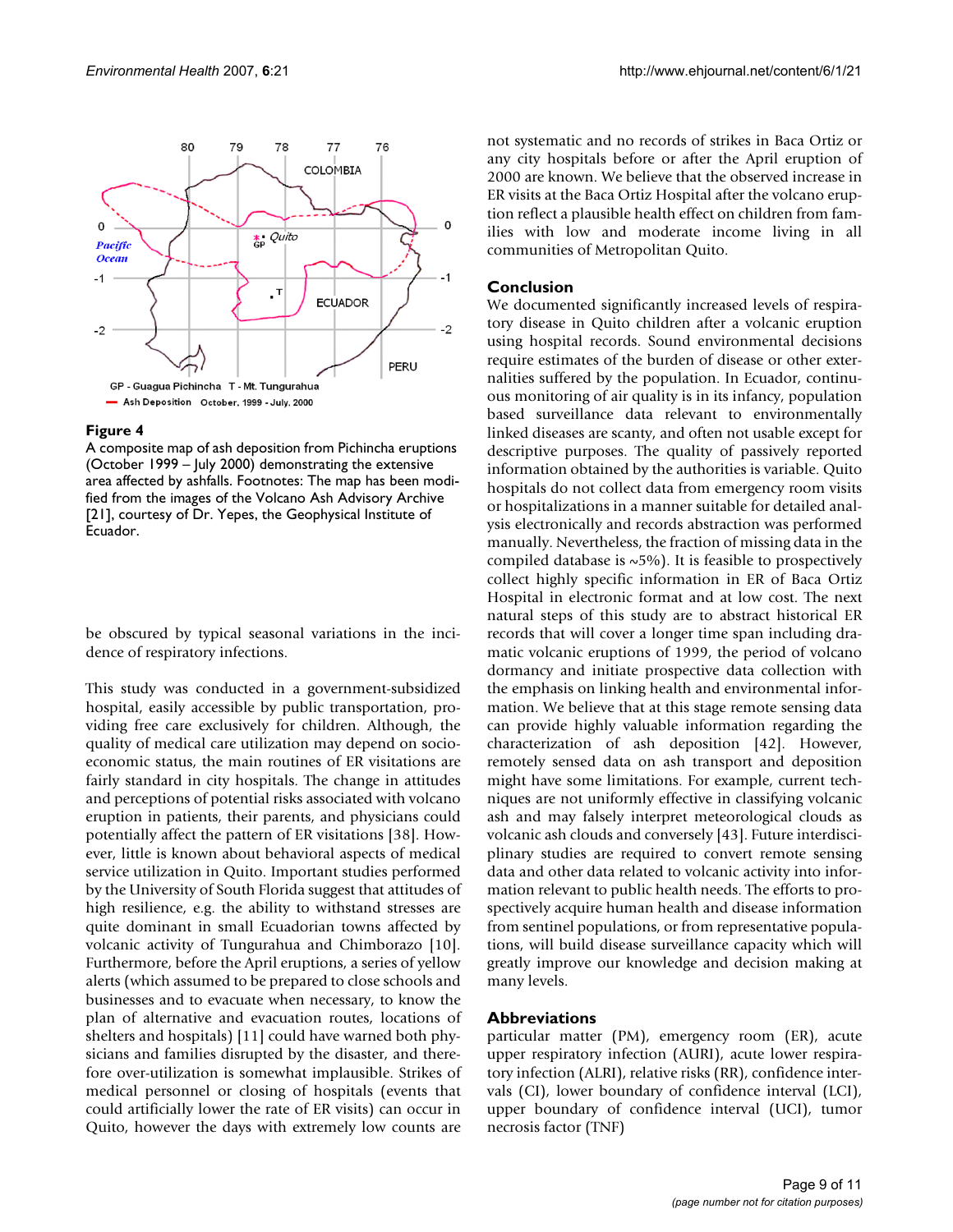**Figure 4**

A composite map of ash deposition from Pichincha eruptions (October 1999 – July 2000) demonstrating the extensive area affected by ashfalls. Footnotes: The map has been modified from the images of the Volcano Ash Advisory Archive [21], courtesy of Dr. Yepes, the Geophysical Institute of Ecuador.

be obscured by typical seasonal variations in the incidence of respiratory infections.

This study was conducted in a government-subsidized hospital, easily accessible by public transportation, providing free care exclusively for children. Although, the quality of medical care utilization may depend on socio-economic status, the main routines of ER visitations are fairly standard in city hospitals. The change in attitudes and perceptions of potential risks associated with volcano eruption in patients, their parents, and physicians could potentially affect the pattern of ER visitations [38]. However, little is known about behavioral aspects of medical service utilization in Quito. Important studies performed by the University of South Florida suggest that attitudes of high resilience, e.g. the ability to withstand stresses are quite dominant in small Ecuadorian towns affected by volcanic activity of Tungurahua and Chimborazo [10]. Furthermore, before the April eruptions, a series of yellow alerts (which assumed to be prepared to close schools and businesses and to evacuate when necessary, to know the plan of alternative and evacuation routes, locations of shelters and hospitals) [11] could have warned both physicians and families disrupted by the disaster, and therefore over-utilization is somewhat implausible. Strikes of medical personnel or closing of hospitals (events that could artificially lower the rate of ER visits) can occur in Quito, however the days with extremely low counts are not systematic and no records of strikes in Baca Ortiz or any city hospitals before or after the April eruption of 2000 are known. We believe that the observed increase in ER visits at the Baca Ortiz Hospital after the volcano eruption reflect a plausible health effect on children from families with low and moderate income living in all communities of Metropolitan Quito.

## Conclusion

We documented significantly increased levels of respiratory disease in Quito children after a volcanic eruption using hospital records. Sound environmental decisions require estimates of the burden of disease or other externalities suffered by the population. In Ecuador, continuous monitoring of air quality is in its infancy, population based surveillance data relevant to environmentally linked diseases are scanty, and often not usable except for descriptive purposes. The quality of passively reported information obtained by the authorities is variable. Quito hospitals do not collect data from emergency room visits or hospitalizations in a manner suitable for detailed analysis electronically and records abstraction was performed manually. Nevertheless, the fraction of missing data in the compiled database is ~5%). It is feasible to prospectively collect highly specific information in ER of Baca Ortiz Hospital in electronic format and at low cost. The next natural steps of this study are to abstract historical ER records that will cover a longer time span including dramatic volcanic eruptions of 1999, the period of volcano dormancy and initiate prospective data collection with the emphasis on linking health and environmental information. We believe that at this stage remote sensing data can provide highly valuable information regarding the characterization of ash deposition [42]. However, remotely sensed data on ash transport and deposition might have some limitations. For example, current techniques are not uniformly effective in classifying volcanic ash and may falsely interpret meteorological clouds as volcanic ash clouds and conversely [43]. Future interdisciplinary studies are required to convert remote sensing data and other data related to volcanic activity into information relevant to public health needs. The efforts to prospectively acquire human health and disease information from sentinel populations, or from representative populations, will build disease surveillance capacity which will greatly improve our knowledge and decision making at many levels.

## Abbreviations

particular matter (PM), emergency room (ER), acute upper respiratory infection (AURI), acute lower respiratory infection (ALRI), relative risks (RR), confidence intervals (CI), lower boundary of confidence interval (LCI), upper boundary of confidence interval (UCI), tumor necrosis factor (TNF)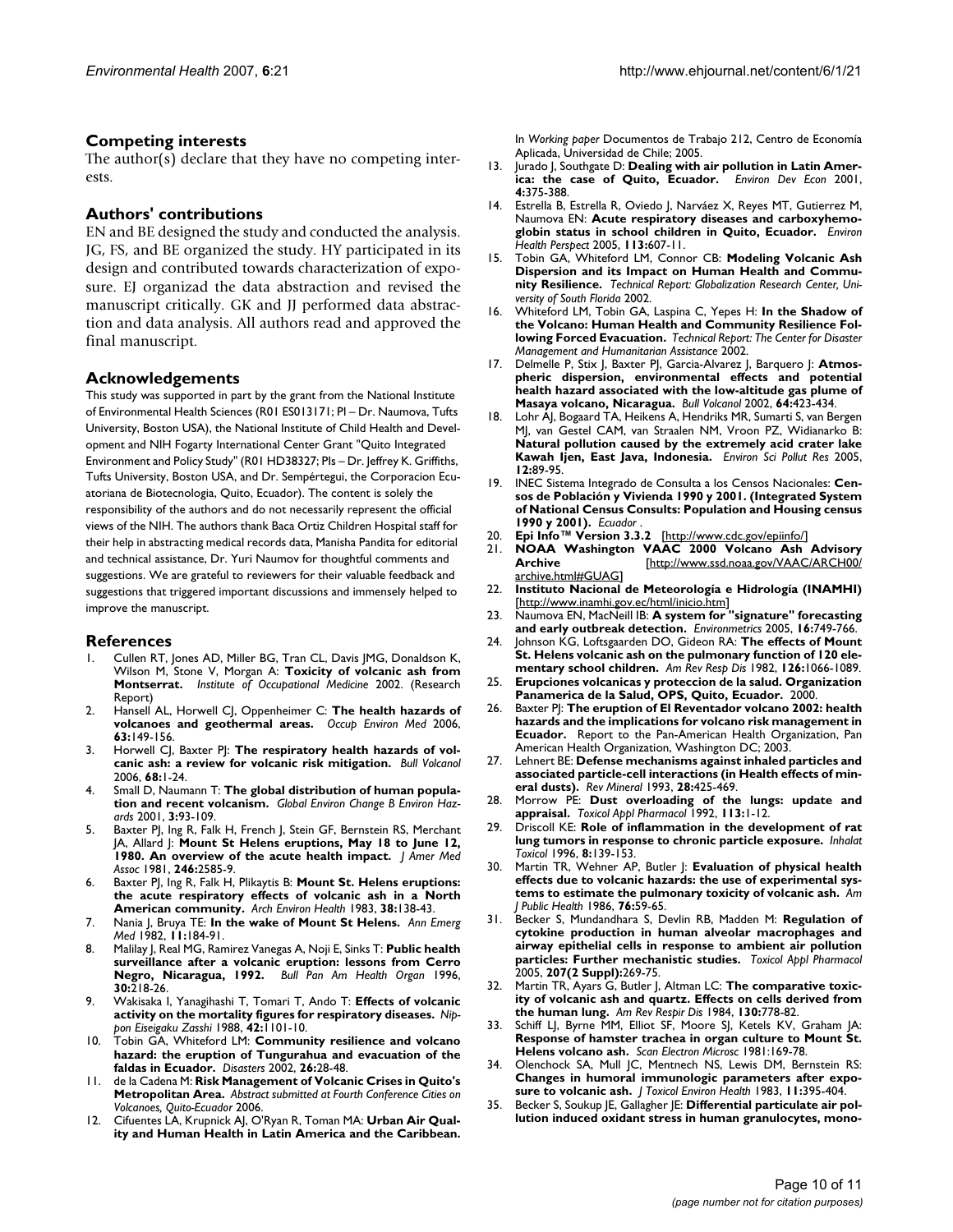## Competing interests

The author(s) declare that they have no competing interests.

## Authors' contributions

EN and BE designed the study and conducted the analysis. JG, FS, and BE organized the study. HY participated in its design and contributed towards characterization of exposure. EJ organizad the data abstraction and revised the manuscript critically. GK and JJ performed data abstraction and data analysis. All authors read and approved the final manuscript.

## Acknowledgements

This study was supported in part by the grant from the National Institute of Environmental Health Sciences (R01 ES013171; PI – Dr. Naumova, Tufts University, Boston USA), the National Institute of Child Health and Development and NIH Fogarty International Center Grant "Quito Integrated Environment and Policy Study" (R01 HD38327; PIs – Dr. Jeffrey K. Griffiths, Tufts University, Boston USA, and Dr. Sempértegui, the Corporacion Ecuatoriana de Biotecnologia, Quito, Ecuador). The content is solely the responsibility of the authors and do not necessarily represent the official views of the NIH. The authors thank Baca Ortiz Children Hospital staff for their help in abstracting medical records data, Manisha Pandita for editorial and technical assistance, Dr. Yuri Naumov for thoughtful comments and suggestions. We are grateful to reviewers for their valuable feedback and suggestions that triggered important discussions and immensely helped to improve the manuscript.

## References

1. Cullen RT, Jones AD, Miller BG, Tran CL, Davis JMG, Donaldson K, Wilson M, Stone V, Morgan A: **Toxicity of volcanic ash from Montserrat.** *Institute of Occupational Medicine* 2002. (Research Report)
2. Hansell AL, Horwell CJ, Oppenheimer C: **The health hazards of volcanoes and geothermal areas.** *Occup Environ Med* 2006, **63:**149-156.
3. Horwell CJ, Baxter PJ: **The respiratory health hazards of volcanic ash: a review for volcanic risk mitigation.** *Bull Volcanol* 2006, **68:**1-24.
4. Small D, Naumann T: **The global distribution of human population and recent volcanism.** *Global Environ Change B Environ Hazards* 2001, **3:**93-109.
5. Baxter PJ, Ing R, Falk H, French J, Stein GF, Bernstein RS, Merchant JA, Allard J: **Mount St Helens eruptions, May 18 to June 12, 1980. An overview of the acute health impact.** *J Amer Med Assoc* 1981, **246:**2585-9.
6. Baxter PJ, Ing R, Falk H, Plikaytis B: **Mount St. Helens eruptions: the acute respiratory effects of volcanic ash in a North American community.** *Arch Environ Health* 1983, **38:**138-43.
7. Nania J, Bruya TE: **In the wake of Mount St Helens.** *Ann Emerg Med* 1982, **11:**184-91.
8. Malilay J, Real MG, Ramirez Vanegas A, Noji E, Sinks T: **Public health surveillance after a volcanic eruption: lessons from Cerro Negro, Nicaragua, 1992.** *Bull Pan Am Health Organ* 1996, **30:**218-26.
9. Wakisaka I, Yanagihashi T, Tomari T, Ando T: **Effects of volcanic activity on the mortality figures for respiratory diseases.** *Nippon Eiseigaku Zasshi* 1988, **42:**1101-10.
10. Tobin GA, Whiteford LM: **Community resilience and volcano hazard: the eruption of Tungurahua and evacuation of the faldas in Ecuador.** *Disasters* 2002, **26:**28-48.
11. de la Cadena M: **Risk Management of Volcanic Crises in Quito's Metropolitan Area.** *Abstract submitted at Fourth Conference Cities on Volcanoes, Quito-Ecuador* 2006.
12. Cifuentes LA, Krupnick AJ, O'Ryan R, Toman MA: **Urban Air Quality and Human Health in Latin America and the Caribbean.** In *Working paper* Documentos de Trabajo 212, Centro de Economía Aplicada, Universidad de Chile; 2005.
13. Jurado J, Southgate D: **Dealing with air pollution in Latin America: the case of Quito, Ecuador.** *Environ Dev Econ* 2001, **4:**375-388.
14. Estrella B, Estrella R, Oviedo J, Narváez X, Reyes MT, Gutierrez M, Naumova EN: **Acute respiratory diseases and carboxyhemoglobin status in school children in Quito, Ecuador.** *Environ Health Perspect* 2005, **113:**607-11.
15. Tobin GA, Whiteford LM, Connor CB: **Modeling Volcanic Ash Dispersion and its Impact on Human Health and Community Resilience.** *Technical Report: Globalization Research Center, University of South Florida* 2002.
16. Whiteford LM, Tobin GA, Laspina C, Yepes H: **In the Shadow of the Volcano: Human Health and Community Resilience Following Forced Evacuation.** *Technical Report: The Center for Disaster Management and Humanitarian Assistance* 2002.
17. Delmelle P, Stix J, Baxter PJ, Garcia-Alvarez J, Barquero J: **Atmospheric dispersion, environmental effects and potential health hazard associated with the low-altitude gas plume of Masaya volcano, Nicaragua.** *Bull Volcanol* 2002, **64:**423-434.
18. Lohr AJ, Bogaard TA, Heikens A, Hendriks MR, Sumarti S, van Bergen MJ, van Gestel CAM, van Straalen NM, Vroon PZ, Widianarko B: **Natural pollution caused by the extremely acid crater lake Kawah Ijen, East Java, Indonesia.** *Environ Sci Pollut Res* 2005, **12:**89-95.
19. INEC Sistema Integrado de Consulta a los Censos Nacionales: **Censos de Población y Vivienda 1990 y 2001. (Integrated System of National Census Consults: Population and Housing census 1990 y 2001).** *Ecuador* .
20. **Epi Info™ Version 3.3.2** [http://www.cdc.gov/epiinfo/]
21. **NOAA Washington VAAC 2000 Volcano Ash Advisory Archive** [http://www.ssd.noaa.gov/VAAC/ARCH00/archive.html#GUAG]
22. **Instituto Nacional de Meteorología e Hidrología (INAMHI)** [http://www.inamhi.gov.ec/html/inicio.htm]
23. Naumova EN, MacNeill IB: **A system for "signature" forecasting and early outbreak detection.** *Environmetrics* 2005, **16:**749-766.
24. Johnson KG, Loftsgaarden DO, Gideon RA: **The effects of Mount St. Helens volcanic ash on the pulmonary function of 120 elementary school children.** *Am Rev Resp Dis* 1982, **126:**1066-1089.
25. **Erupciones volcanicas y proteccion de la salud. Organization Panamerica de la Salud, OPS, Quito, Ecuador.** 2000.
26. Baxter PJ: **The eruption of El Reventador volcano 2002: health hazards and the implications for volcano risk management in Ecuador.** Report to the Pan-American Health Organization, Pan American Health Organization, Washington DC; 2003.
27. Lehnert BE: **Defense mechanisms against inhaled particles and associated particle-cell interactions (in Health effects of mineral dusts).** *Rev Mineral* 1993, **28:**425-469.
28. Morrow PE: **Dust overloading of the lungs: update and appraisal.** *Toxicol Appl Pharmacol* 1992, **113:**1-12.
29. Driscoll KE: **Role of inflammation in the development of rat lung tumors in response to chronic particle exposure.** *Inhalat Toxicol* 1996, **8:**139-153.
30. Martin TR, Wehner AP, Butler J: **Evaluation of physical health effects due to volcanic hazards: the use of experimental systems to estimate the pulmonary toxicity of volcanic ash.** *Am J Public Health* 1986, **76:**59-65.
31. Becker S, Mundandhara S, Devlin RB, Madden M: **Regulation of cytokine production in human alveolar macrophages and airway epithelial cells in response to ambient air pollution particles: Further mechanistic studies.** *Toxicol Appl Pharmacol* 2005, **207(2 Suppl):**269-75.
32. Martin TR, Ayars G, Butler J, Altman LC: **The comparative toxicity of volcanic ash and quartz. Effects on cells derived from the human lung.** *Am Rev Respir Dis* 1984, **130:**778-82.
33. Schiff LJ, Byrne MM, Elliot SF, Moore SJ, Ketels KV, Graham JA: **Response of hamster trachea in organ culture to Mount St. Helens volcano ash.** *Scan Electron Microsc* 1981:169-78.
34. Olenchock SA, Mull JC, Mentnech NS, Lewis DM, Bernstein RS: **Changes in humoral immunologic parameters after exposure to volcanic ash.** *J Toxicol Environ Health* 1983, **11:**395-404.
35. Becker S, Soukup JE, Gallagher JE: **Differential particulate air pollution induced oxidant stress in human granulocytes, mono-**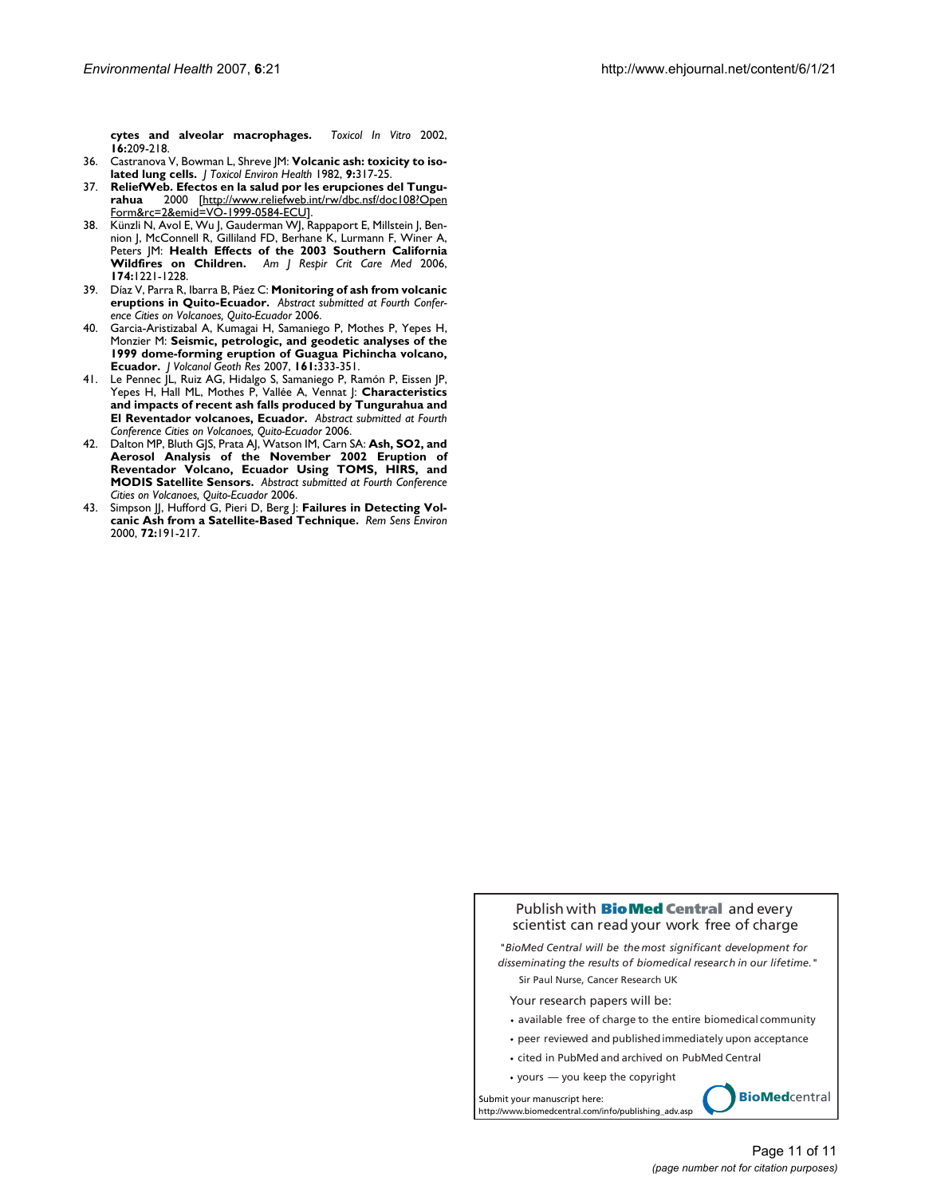**cytes and alveolar macrophages.** *Toxicol In Vitro* 2002, **16:**209-218.

36. Castranova V, Bowman L, Shreve JM: **Volcanic ash: toxicity to isolated lung cells.** *J Toxicol Environ Health* 1982, **9:**317-25.
37. **ReliefWeb. Efectos en la salud por les erupciones del Tungurahua** 2000 [http://www.reliefweb.int/rw/dbc.nsf/doc108?OpenForm&rc=2&emid=VO-1999-0584-ECU].
38. Künzli N, Avol E, Wu J, Gauderman WJ, Rappaport E, Millstein J, Bennion J, McConnell R, Gilliland FD, Berhane K, Lurmann F, Winer A, Peters JM: **Health Effects of the 2003 Southern California Wildfires on Children.** *Am J Respir Crit Care Med* 2006, **174:**1221-1228.
39. Díaz V, Parra R, Ibarra B, Páez C: **Monitoring of ash from volcanic eruptions in Quito-Ecuador.** *Abstract submitted at Fourth Conference Cities on Volcanoes, Quito-Ecuador* 2006.
40. Garcia-Aristizabal A, Kumagai H, Samaniego P, Mothes P, Yepes H, Monzier M: **Seismic, petrologic, and geodetic analyses of the 1999 dome-forming eruption of Guagua Pichincha volcano, Ecuador.** *J Volcanol Geoth Res* 2007, **161:**333-351.
41. Le Pennec JL, Ruiz AG, Hidalgo S, Samaniego P, Ramón P, Eissen JP, Yepes H, Hall ML, Mothes P, Vallée A, Vennat J: **Characteristics and impacts of recent ash falls produced by Tungurahua and El Reventador volcanoes, Ecuador.** *Abstract submitted at Fourth Conference Cities on Volcanoes, Quito-Ecuador* 2006.
42. Dalton MP, Bluth GJS, Prata AJ, Watson IM, Carn SA: **Ash, SO2, and Aerosol Analysis of the November 2002 Eruption of Reventador Volcano, Ecuador Using TOMS, HIRS, and MODIS Satellite Sensors.** *Abstract submitted at Fourth Conference Cities on Volcanoes, Quito-Ecuador* 2006.
43. Simpson JJ, Hufford G, Pieri D, Berg J: **Failures in Detecting Volcanic Ash from a Satellite-Based Technique.** *Rem Sens Environ* 2000, **72:**191-217.

Publish with **BioMed Central** and every scientist can read your work free of charge

*"BioMed Central will be the most significant development for disseminating the results of biomedical research in our lifetime."*

Sir Paul Nurse, Cancer Research UK

Your research papers will be:

- available free of charge to the entire biomedical community
- peer reviewed and published immediately upon acceptance
- cited in PubMed and archived on PubMed Central
- yours — you keep the copyright

Submit your manuscript here:
http://www.biomedcentral.com/info/publishing_adv.asp

**BioMed**central